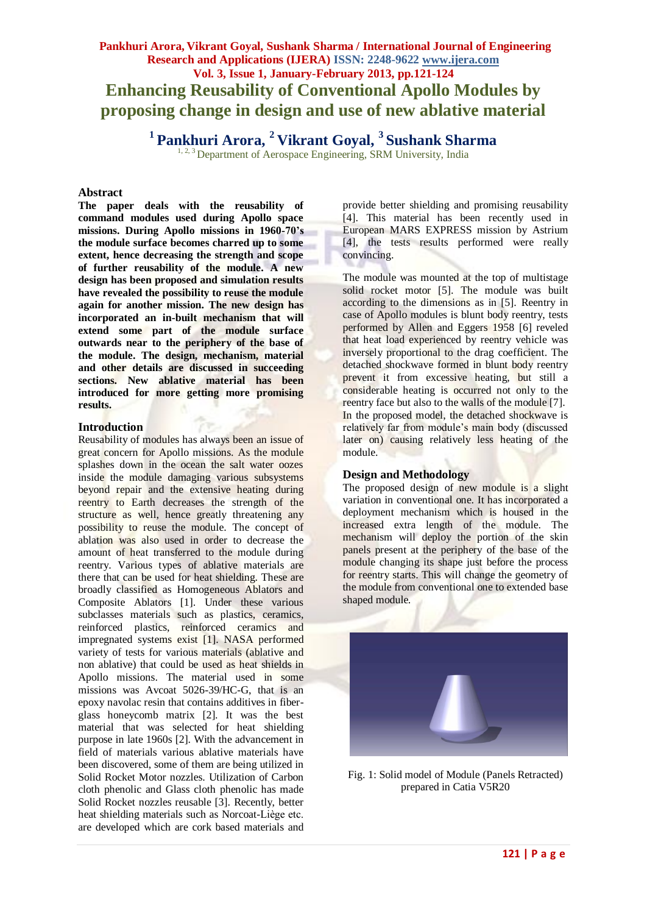# Enhancing Reusability of Conventional Apollo Modules by proposing change in design and use of new ablative material

**[1] Pankhuri Arora, [2] Vikrant Goyal, [3] Sushank Sharma**

[1, 2, 3] Department of Aerospace Engineering, SRM University, India

## Abstract

**The paper deals with the reusability of command modules used during Apollo space missions. During Apollo missions in 1960-70's the module surface becomes charred up to some extent, hence decreasing the strength and scope of further reusability of the module. A new design has been proposed and simulation results have revealed the possibility to reuse the module again for another mission. The new design has incorporated an in-built mechanism that will extend some part of the module surface outwards near to the periphery of the base of the module. The design, mechanism, material and other details are discussed in succeeding sections. New ablative material has been introduced for more getting more promising results.**

## Introduction

Reusability of modules has always been an issue of great concern for Apollo missions. As the module splashes down in the ocean the salt water oozes inside the module damaging various subsystems beyond repair and the extensive heating during reentry to Earth decreases the strength of the structure as well, hence greatly threatening any possibility to reuse the module. The concept of ablation was also used in order to decrease the amount of heat transferred to the module during reentry. Various types of ablative materials are there that can be used for heat shielding. These are broadly classified as Homogeneous Ablators and Composite Ablators [1]. Under these various subclasses materials such as plastics, ceramics, reinforced plastics, reinforced ceramics and impregnated systems exist [1]. NASA performed variety of tests for various materials (ablative and non ablative) that could be used as heat shields in Apollo missions. The material used in some missions was Avcoat 5026-39/HC-G, that is an epoxy navolac resin that contains additives in fiber-glass honeycomb matrix [2]. It was the best material that was selected for heat shielding purpose in late 1960s [2]. With the advancement in field of materials various ablative materials have been discovered, some of them are being utilized in Solid Rocket Motor nozzles. Utilization of Carbon cloth phenolic and Glass cloth phenolic has made Solid Rocket nozzles reusable [3]. Recently, better heat shielding materials such as Norcoat-Liège etc. are developed which are cork based materials and provide better shielding and promising reusability [4]. This material has been recently used in European MARS EXPRESS mission by Astrium [4], the tests results performed were really convincing.

The module was mounted at the top of multistage solid rocket motor [5]. The module was built according to the dimensions as in [5]. Reentry in case of Apollo modules is blunt body reentry, tests performed by Allen and Eggers 1958 [6] reveled that heat load experienced by reentry vehicle was inversely proportional to the drag coefficient. The detached shockwave formed in blunt body reentry prevent it from excessive heating, but still a considerable heating is occurred not only to the reentry face but also to the walls of the module [7]. In the proposed model, the detached shockwave is relatively far from module's main body (discussed later on) causing relatively less heating of the module.

## Design and Methodology

The proposed design of new module is a slight variation in conventional one. It has incorporated a deployment mechanism which is housed in the increased extra length of the module. The mechanism will deploy the portion of the skin panels present at the periphery of the base of the module changing its shape just before the process for reentry starts. This will change the geometry of the module from conventional one to extended base shaped module.

Fig. 1: Solid model of Module (Panels Retracted) prepared in Catia V5R20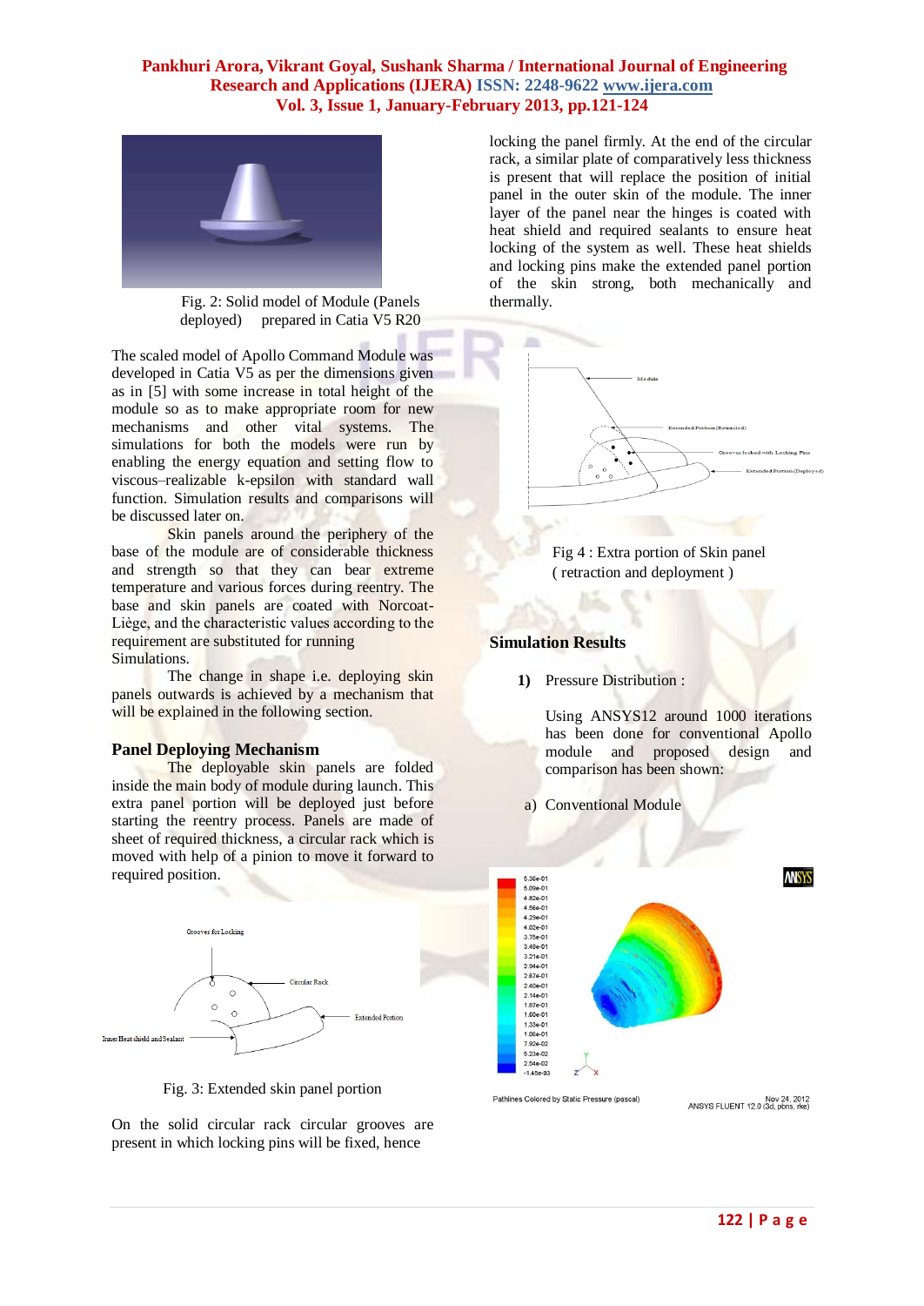Fig. 2: Solid model of Module (Panels deployed) prepared in Catia V5 R20

The scaled model of Apollo Command Module was developed in Catia V5 as per the dimensions given as in [5] with some increase in total height of the module so as to make appropriate room for new mechanisms and other vital systems. The simulations for both the models were run by enabling the energy equation and setting flow to viscous–realizable k-epsilon with standard wall function. Simulation results and comparisons will be discussed later on.

Skin panels around the periphery of the base of the module are of considerable thickness and strength so that they can bear extreme temperature and various forces during reentry. The base and skin panels are coated with Norcoat-Liège, and the characteristic values according to the requirement are substituted for running Simulations.

The change in shape i.e. deploying skin panels outwards is achieved by a mechanism that will be explained in the following section.

## Panel Deploying Mechanism

The deployable skin panels are folded inside the main body of module during launch. This extra panel portion will be deployed just before starting the reentry process. Panels are made of sheet of required thickness, a circular rack which is moved with help of a pinion to move it forward to required position.

Fig. 3: Extended skin panel portion

On the solid circular rack circular grooves are present in which locking pins will be fixed, hence locking the panel firmly. At the end of the circular rack, a similar plate of comparatively less thickness is present that will replace the position of initial panel in the outer skin of the module. The inner layer of the panel near the hinges is coated with heat shield and required sealants to ensure heat locking of the system as well. These heat shields and locking pins make the extended panel portion of the skin strong, both mechanically and thermally.

Fig 4 : Extra portion of Skin panel ( retraction and deployment )

## Simulation Results

**1)** Pressure Distribution :

Using ANSYS12 around 1000 iterations has been done for conventional Apollo module and proposed design and comparison has been shown:

a) Conventional Module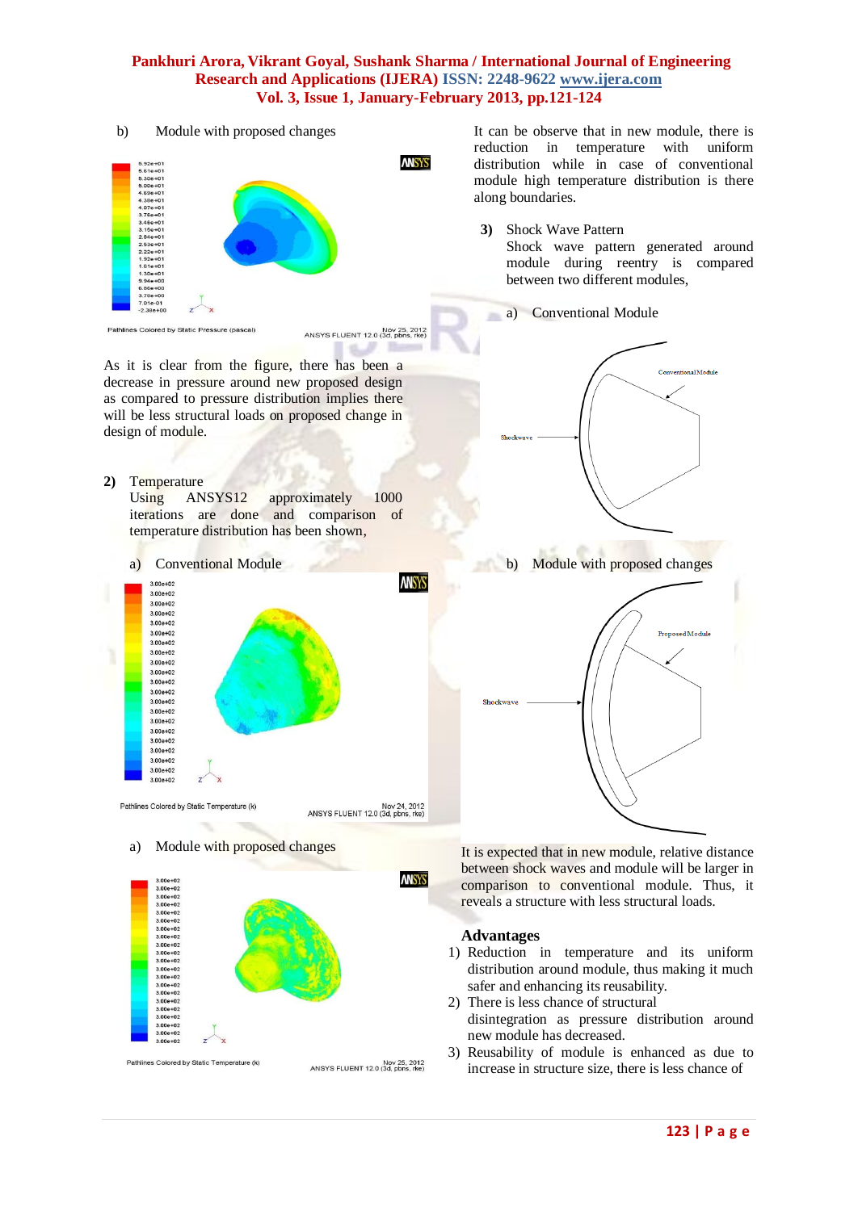b) Module with proposed changes

As it is clear from the figure, there has been a decrease in pressure around new proposed design as compared to pressure distribution implies there will be less structural loads on proposed change in design of module.

**2)** Temperature
Using ANSYS12 approximately 1000 iterations are done and comparison of temperature distribution has been shown,

a) Conventional Module

a) Module with proposed changes

It can be observe that in new module, there is reduction in temperature with uniform distribution while in case of conventional module high temperature distribution is there along boundaries.

**3)** Shock Wave Pattern
Shock wave pattern generated around module during reentry is compared between two different modules,

a) Conventional Module

b) Module with proposed changes

It is expected that in new module, relative distance between shock waves and module will be larger in comparison to conventional module. Thus, it reveals a structure with less structural loads.

### Advantages

1) Reduction in temperature and its uniform distribution around module, thus making it much safer and enhancing its reusability.
2) There is less chance of structural disintegration as pressure distribution around new module has decreased.
3) Reusability of module is enhanced as due to increase in structure size, there is less chance of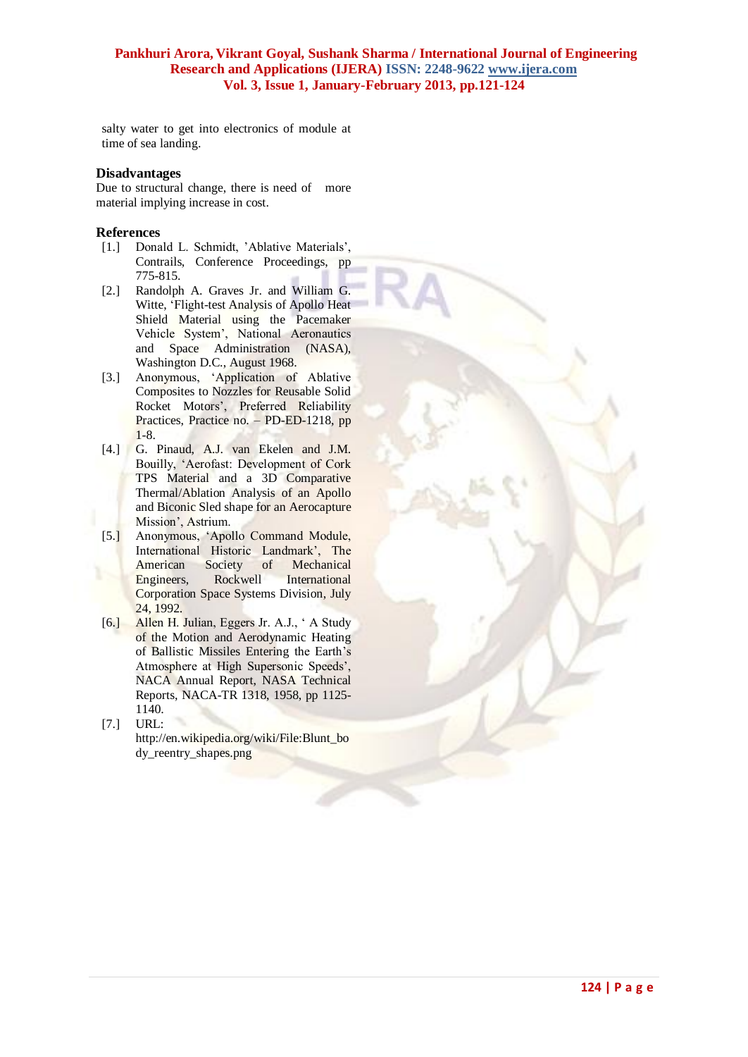salty water to get into electronics of module at time of sea landing.

### Disadvantages

Due to structural change, there is need of more material implying increase in cost.

### References

[1.] Donald L. Schmidt, 'Ablative Materials', Contrails, Conference Proceedings, pp 775-815.

[2.] Randolph A. Graves Jr. and William G. Witte, 'Flight-test Analysis of Apollo Heat Shield Material using the Pacemaker Vehicle System', National Aeronautics and Space Administration (NASA), Washington D.C., August 1968.

[3.] Anonymous, 'Application of Ablative Composites to Nozzles for Reusable Solid Rocket Motors', Preferred Reliability Practices, Practice no. – PD-ED-1218, pp 1-8.

[4.] G. Pinaud, A.J. van Ekelen and J.M. Bouilly, 'Aerofast: Development of Cork TPS Material and a 3D Comparative Thermal/Ablation Analysis of an Apollo and Biconic Sled shape for an Aerocapture Mission', Astrium.

[5.] Anonymous, 'Apollo Command Module, International Historic Landmark', The American Society of Mechanical Engineers, Rockwell International Corporation Space Systems Division, July 24, 1992.

[6.] Allen H. Julian, Eggers Jr. A.J., ' A Study of the Motion and Aerodynamic Heating of Ballistic Missiles Entering the Earth's Atmosphere at High Supersonic Speeds', NACA Annual Report, NASA Technical Reports, NACA-TR 1318, 1958, pp 1125-1140.

[7.] URL: http://en.wikipedia.org/wiki/File:Blunt_body_reentry_shapes.png